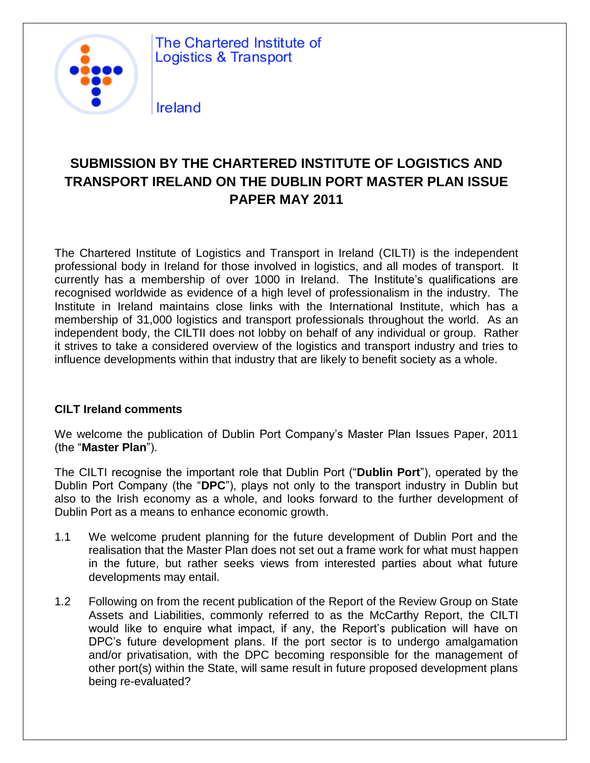The Chartered Institute of Logistics & Transport

Ireland

# SUBMISSION BY THE CHARTERED INSTITUTE OF LOGISTICS AND TRANSPORT IRELAND ON THE DUBLIN PORT MASTER PLAN ISSUE PAPER MAY 2011

The Chartered Institute of Logistics and Transport in Ireland (CILTI) is the independent professional body in Ireland for those involved in logistics, and all modes of transport. It currently has a membership of over 1000 in Ireland. The Institute's qualifications are recognised worldwide as evidence of a high level of professionalism in the industry. The Institute in Ireland maintains close links with the International Institute, which has a membership of 31,000 logistics and transport professionals throughout the world. As an independent body, the CILTII does not lobby on behalf of any individual or group. Rather it strives to take a considered overview of the logistics and transport industry and tries to influence developments within that industry that are likely to benefit society as a whole.

**CILT Ireland comments**

We welcome the publication of Dublin Port Company's Master Plan Issues Paper, 2011 (the "**Master Plan**").

The CILTI recognise the important role that Dublin Port ("**Dublin Port**"), operated by the Dublin Port Company (the "**DPC**"), plays not only to the transport industry in Dublin but also to the Irish economy as a whole, and looks forward to the further development of Dublin Port as a means to enhance economic growth.

1.1 We welcome prudent planning for the future development of Dublin Port and the realisation that the Master Plan does not set out a frame work for what must happen in the future, but rather seeks views from interested parties about what future developments may entail.

1.2 Following on from the recent publication of the Report of the Review Group on State Assets and Liabilities, commonly referred to as the McCarthy Report, the CILTI would like to enquire what impact, if any, the Report's publication will have on DPC's future development plans. If the port sector is to undergo amalgamation and/or privatisation, with the DPC becoming responsible for the management of other port(s) within the State, will same result in future proposed development plans being re-evaluated?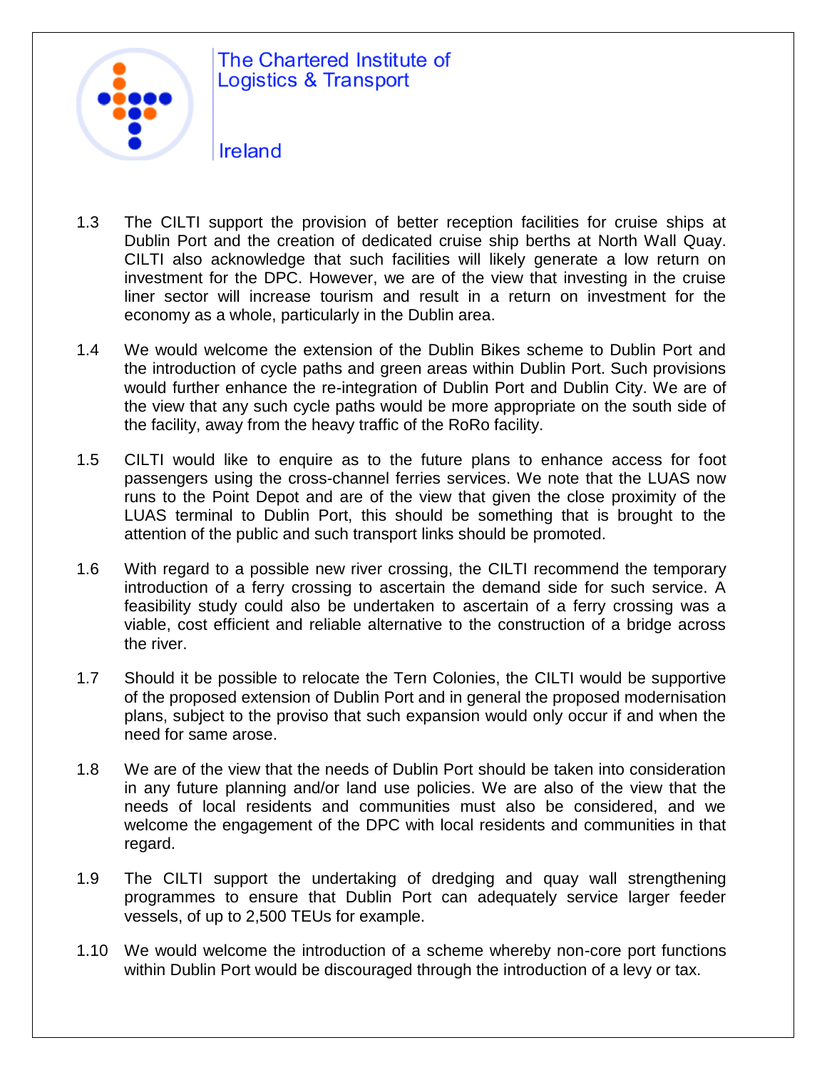1.3 The CILTI support the provision of better reception facilities for cruise ships at Dublin Port and the creation of dedicated cruise ship berths at North Wall Quay. CILTI also acknowledge that such facilities will likely generate a low return on investment for the DPC. However, we are of the view that investing in the cruise liner sector will increase tourism and result in a return on investment for the economy as a whole, particularly in the Dublin area.

1.4 We would welcome the extension of the Dublin Bikes scheme to Dublin Port and the introduction of cycle paths and green areas within Dublin Port. Such provisions would further enhance the re-integration of Dublin Port and Dublin City. We are of the view that any such cycle paths would be more appropriate on the south side of the facility, away from the heavy traffic of the RoRo facility.

1.5 CILTI would like to enquire as to the future plans to enhance access for foot passengers using the cross-channel ferries services. We note that the LUAS now runs to the Point Depot and are of the view that given the close proximity of the LUAS terminal to Dublin Port, this should be something that is brought to the attention of the public and such transport links should be promoted.

1.6 With regard to a possible new river crossing, the CILTI recommend the temporary introduction of a ferry crossing to ascertain the demand side for such service. A feasibility study could also be undertaken to ascertain of a ferry crossing was a viable, cost efficient and reliable alternative to the construction of a bridge across the river.

1.7 Should it be possible to relocate the Tern Colonies, the CILTI would be supportive of the proposed extension of Dublin Port and in general the proposed modernisation plans, subject to the proviso that such expansion would only occur if and when the need for same arose.

1.8 We are of the view that the needs of Dublin Port should be taken into consideration in any future planning and/or land use policies. We are also of the view that the needs of local residents and communities must also be considered, and we welcome the engagement of the DPC with local residents and communities in that regard.

1.9 The CILTI support the undertaking of dredging and quay wall strengthening programmes to ensure that Dublin Port can adequately service larger feeder vessels, of up to 2,500 TEUs for example.

1.10 We would welcome the introduction of a scheme whereby non-core port functions within Dublin Port would be discouraged through the introduction of a levy or tax.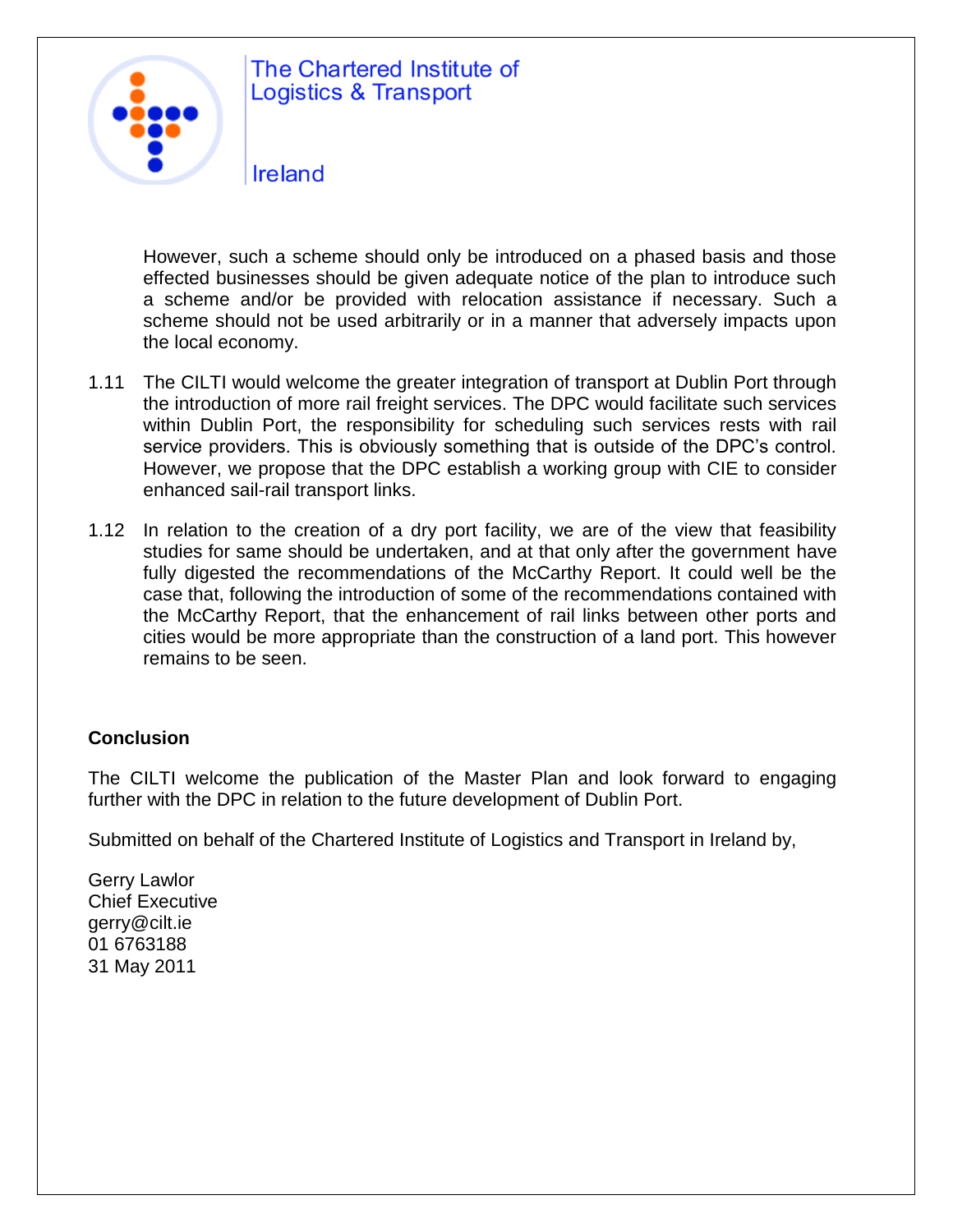However, such a scheme should only be introduced on a phased basis and those effected businesses should be given adequate notice of the plan to introduce such a scheme and/or be provided with relocation assistance if necessary. Such a scheme should not be used arbitrarily or in a manner that adversely impacts upon the local economy.

1.11 The CILTI would welcome the greater integration of transport at Dublin Port through the introduction of more rail freight services. The DPC would facilitate such services within Dublin Port, the responsibility for scheduling such services rests with rail service providers. This is obviously something that is outside of the DPC's control. However, we propose that the DPC establish a working group with CIE to consider enhanced sail-rail transport links.

1.12 In relation to the creation of a dry port facility, we are of the view that feasibility studies for same should be undertaken, and at that only after the government have fully digested the recommendations of the McCarthy Report. It could well be the case that, following the introduction of some of the recommendations contained with the McCarthy Report, that the enhancement of rail links between other ports and cities would be more appropriate than the construction of a land port. This however remains to be seen.

**Conclusion**

The CILTI welcome the publication of the Master Plan and look forward to engaging further with the DPC in relation to the future development of Dublin Port.

Submitted on behalf of the Chartered Institute of Logistics and Transport in Ireland by,

Gerry Lawlor
Chief Executive
gerry@cilt.ie
01 6763188
31 May 2011